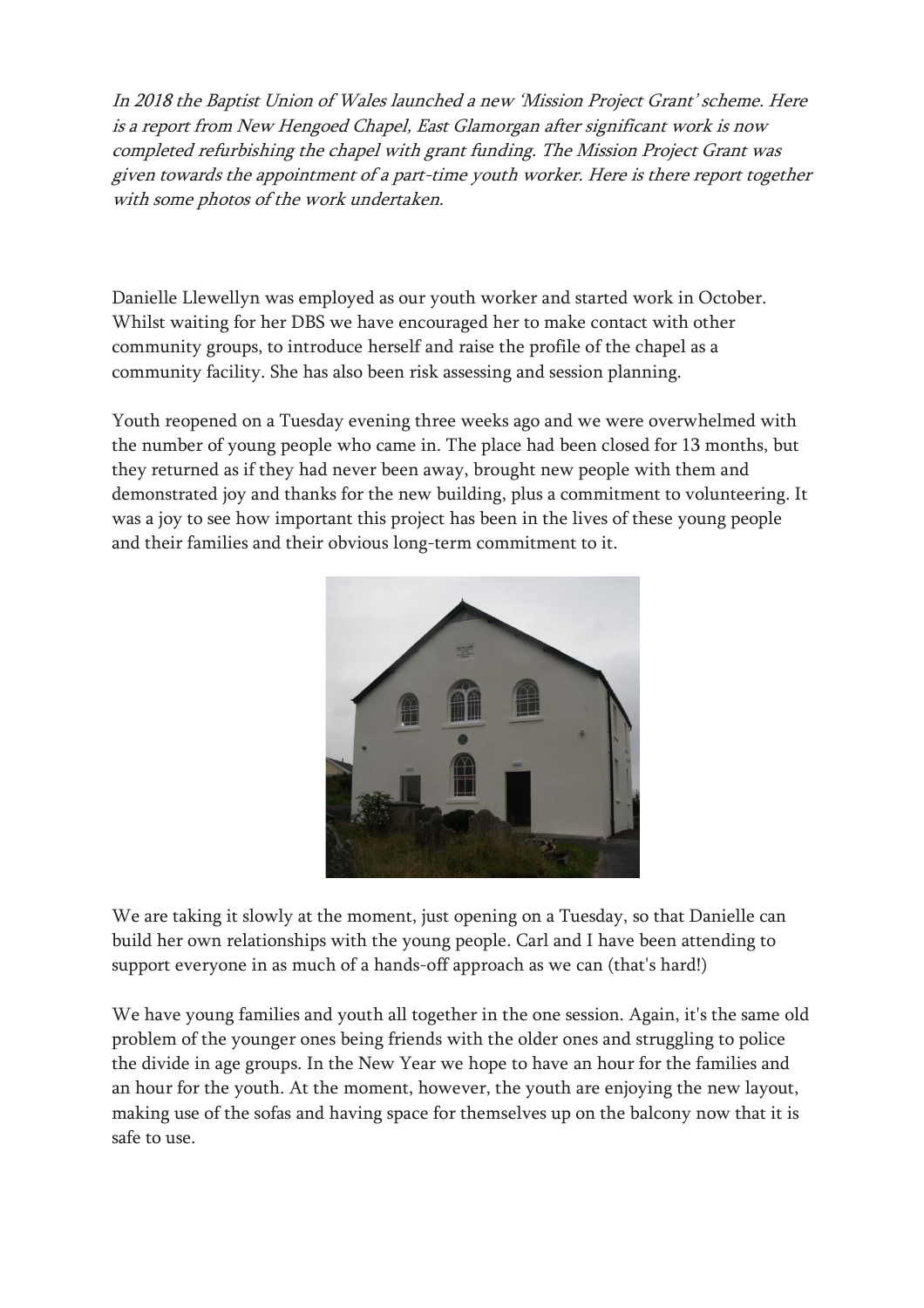*In 2018 the Baptist Union of Wales launched a new 'Mission Project Grant' scheme. Here is a report from New Hengoed Chapel, East Glamorgan after significant work is now completed refurbishing the chapel with grant funding. The Mission Project Grant was given towards the appointment of a part-time youth worker. Here is there report together with some photos of the work undertaken.*

Danielle Llewellyn was employed as our youth worker and started work in October. Whilst waiting for her DBS we have encouraged her to make contact with other community groups, to introduce herself and raise the profile of the chapel as a community facility. She has also been risk assessing and session planning.

Youth reopened on a Tuesday evening three weeks ago and we were overwhelmed with the number of young people who came in. The place had been closed for 13 months, but they returned as if they had never been away, brought new people with them and demonstrated joy and thanks for the new building, plus a commitment to volunteering. It was a joy to see how important this project has been in the lives of these young people and their families and their obvious long-term commitment to it.

We are taking it slowly at the moment, just opening on a Tuesday, so that Danielle can build her own relationships with the young people. Carl and I have been attending to support everyone in as much of a hands-off approach as we can (that's hard!)

We have young families and youth all together in the one session. Again, it's the same old problem of the younger ones being friends with the older ones and struggling to police the divide in age groups. In the New Year we hope to have an hour for the families and an hour for the youth. At the moment, however, the youth are enjoying the new layout, making use of the sofas and having space for themselves up on the balcony now that it is safe to use.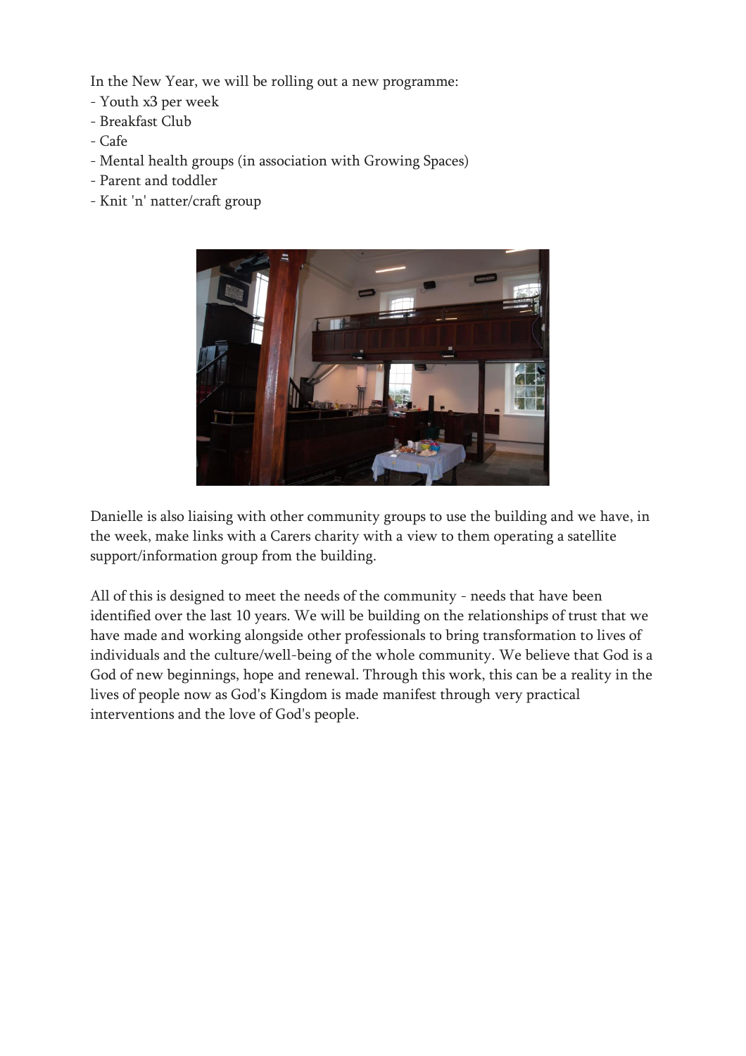In the New Year, we will be rolling out a new programme:
- Youth x3 per week
- Breakfast Club
- Cafe
- Mental health groups (in association with Growing Spaces)
- Parent and toddler
- Knit 'n' natter/craft group

Danielle is also liaising with other community groups to use the building and we have, in the week, make links with a Carers charity with a view to them operating a satellite support/information group from the building.

All of this is designed to meet the needs of the community - needs that have been identified over the last 10 years. We will be building on the relationships of trust that we have made and working alongside other professionals to bring transformation to lives of individuals and the culture/well-being of the whole community. We believe that God is a God of new beginnings, hope and renewal. Through this work, this can be a reality in the lives of people now as God's Kingdom is made manifest through very practical interventions and the love of God's people.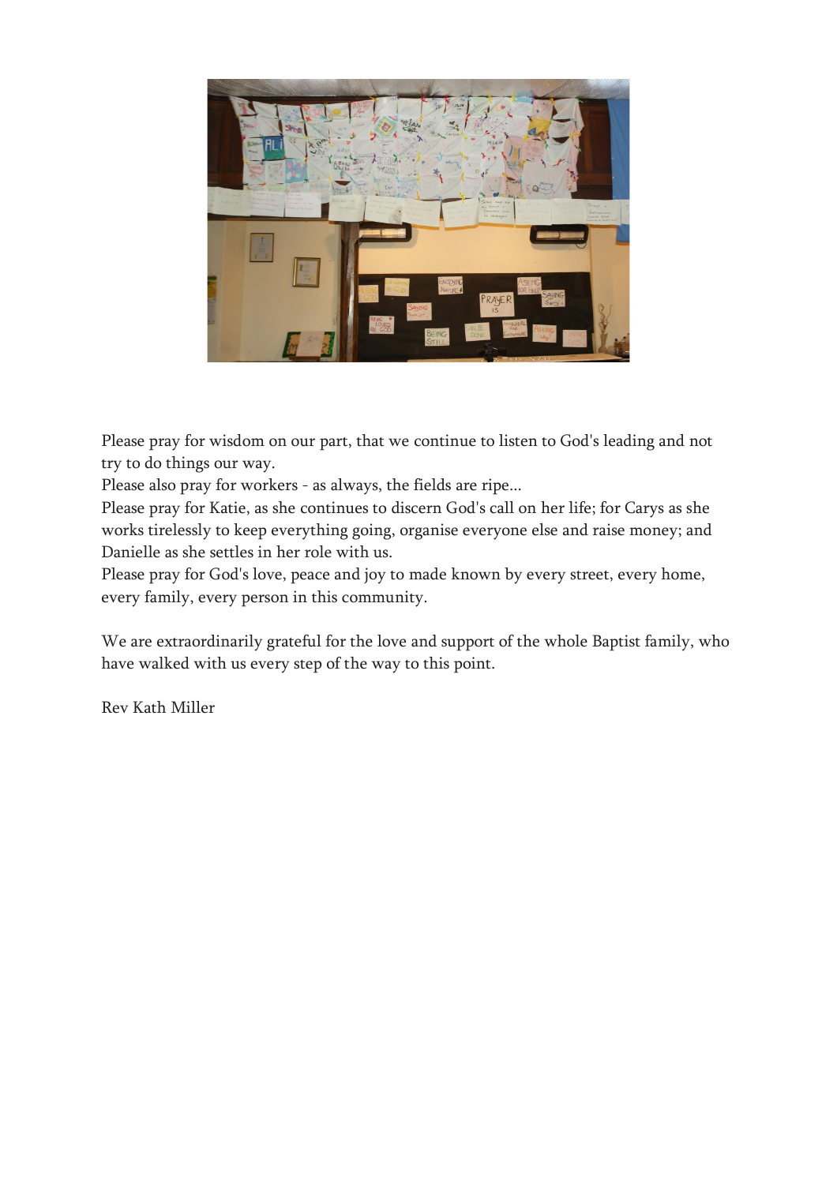Please pray for wisdom on our part, that we continue to listen to God's leading and not try to do things our way.

Please also pray for workers - as always, the fields are ripe...

Please pray for Katie, as she continues to discern God's call on her life; for Carys as she works tirelessly to keep everything going, organise everyone else and raise money; and Danielle as she settles in her role with us.

Please pray for God's love, peace and joy to made known by every street, every home, every family, every person in this community.

We are extraordinarily grateful for the love and support of the whole Baptist family, who have walked with us every step of the way to this point.

Rev Kath Miller